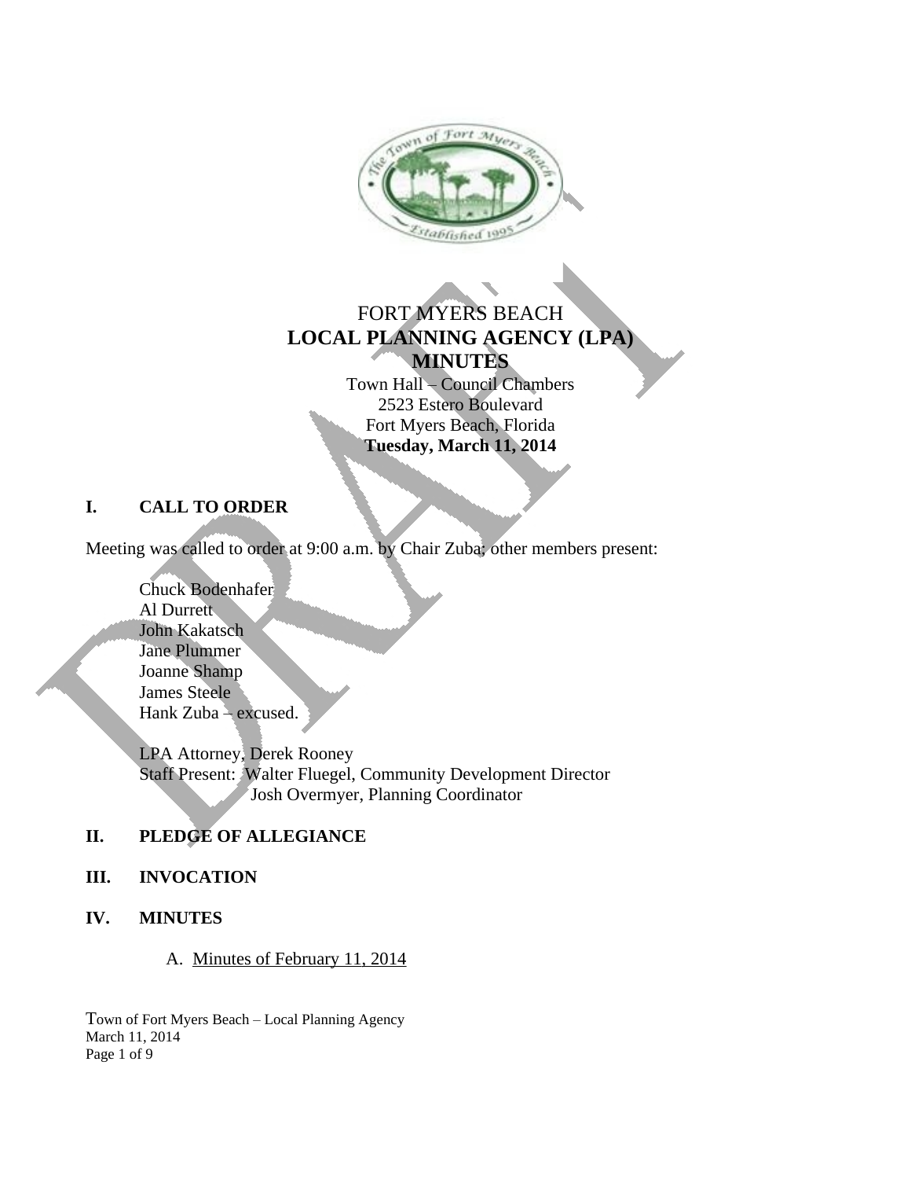FORT MYERS BEACH

# LOCAL PLANNING AGENCY (LPA)
# MINUTES

Town Hall – Council Chambers
2523 Estero Boulevard
Fort Myers Beach, Florida
**Tuesday, March 11, 2014**

## I. CALL TO ORDER

Meeting was called to order at 9:00 a.m. by Chair Zuba; other members present:

Chuck Bodenhafer
Al Durrett
John Kakatsch
Jane Plummer
Joanne Shamp
James Steele
Hank Zuba – excused.

LPA Attorney, Derek Rooney
Staff Present: Walter Fluegel, Community Development Director
Josh Overmyer, Planning Coordinator

## II. PLEDGE OF ALLEGIANCE

## III. INVOCATION

## IV. MINUTES

A. Minutes of February 11, 2014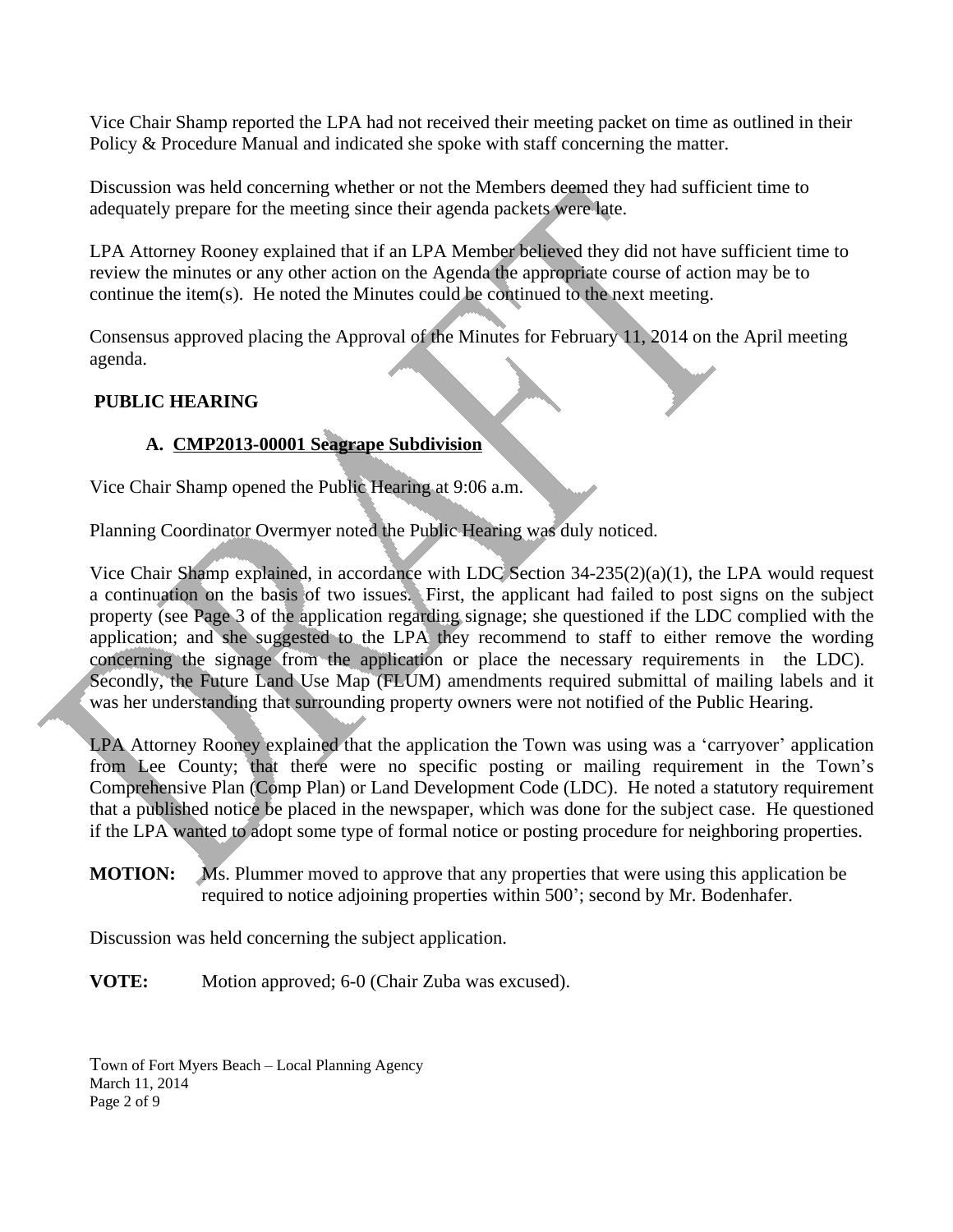Vice Chair Shamp reported the LPA had not received their meeting packet on time as outlined in their Policy & Procedure Manual and indicated she spoke with staff concerning the matter.

Discussion was held concerning whether or not the Members deemed they had sufficient time to adequately prepare for the meeting since their agenda packets were late.

LPA Attorney Rooney explained that if an LPA Member believed they did not have sufficient time to review the minutes or any other action on the Agenda the appropriate course of action may be to continue the item(s). He noted the Minutes could be continued to the next meeting.

Consensus approved placing the Approval of the Minutes for February 11, 2014 on the April meeting agenda.

## PUBLIC HEARING

### A. CMP2013-00001 Seagrape Subdivision

Vice Chair Shamp opened the Public Hearing at 9:06 a.m.

Planning Coordinator Overmyer noted the Public Hearing was duly noticed.

Vice Chair Shamp explained, in accordance with LDC Section 34-235(2)(a)(1), the LPA would request a continuation on the basis of two issues. First, the applicant had failed to post signs on the subject property (see Page 3 of the application regarding signage; she questioned if the LDC complied with the application; and she suggested to the LPA they recommend to staff to either remove the wording concerning the signage from the application or place the necessary requirements in the LDC). Secondly, the Future Land Use Map (FLUM) amendments required submittal of mailing labels and it was her understanding that surrounding property owners were not notified of the Public Hearing.

LPA Attorney Rooney explained that the application the Town was using was a 'carryover' application from Lee County; that there were no specific posting or mailing requirement in the Town's Comprehensive Plan (Comp Plan) or Land Development Code (LDC). He noted a statutory requirement that a published notice be placed in the newspaper, which was done for the subject case. He questioned if the LPA wanted to adopt some type of formal notice or posting procedure for neighboring properties.

**MOTION:** Ms. Plummer moved to approve that any properties that were using this application be required to notice adjoining properties within 500'; second by Mr. Bodenhafer.

Discussion was held concerning the subject application.

**VOTE:** Motion approved; 6-0 (Chair Zuba was excused).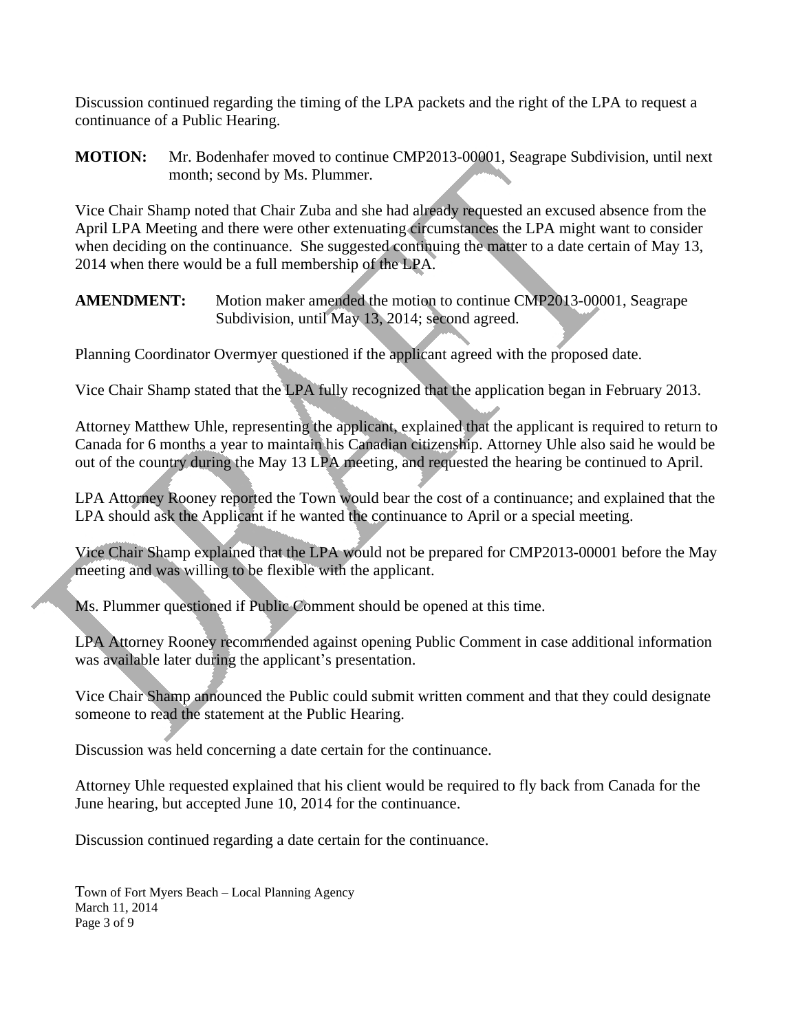Discussion continued regarding the timing of the LPA packets and the right of the LPA to request a continuance of a Public Hearing.

**MOTION:** Mr. Bodenhafer moved to continue CMP2013-00001, Seagrape Subdivision, until next month; second by Ms. Plummer.

Vice Chair Shamp noted that Chair Zuba and she had already requested an excused absence from the April LPA Meeting and there were other extenuating circumstances the LPA might want to consider when deciding on the continuance. She suggested continuing the matter to a date certain of May 13, 2014 when there would be a full membership of the LPA.

**AMENDMENT:** Motion maker amended the motion to continue CMP2013-00001, Seagrape Subdivision, until May 13, 2014; second agreed.

Planning Coordinator Overmyer questioned if the applicant agreed with the proposed date.

Vice Chair Shamp stated that the LPA fully recognized that the application began in February 2013.

Attorney Matthew Uhle, representing the applicant, explained that the applicant is required to return to Canada for 6 months a year to maintain his Canadian citizenship. Attorney Uhle also said he would be out of the country during the May 13 LPA meeting, and requested the hearing be continued to April.

LPA Attorney Rooney reported the Town would bear the cost of a continuance; and explained that the LPA should ask the Applicant if he wanted the continuance to April or a special meeting.

Vice Chair Shamp explained that the LPA would not be prepared for CMP2013-00001 before the May meeting and was willing to be flexible with the applicant.

Ms. Plummer questioned if Public Comment should be opened at this time.

LPA Attorney Rooney recommended against opening Public Comment in case additional information was available later during the applicant's presentation.

Vice Chair Shamp announced the Public could submit written comment and that they could designate someone to read the statement at the Public Hearing.

Discussion was held concerning a date certain for the continuance.

Attorney Uhle requested explained that his client would be required to fly back from Canada for the June hearing, but accepted June 10, 2014 for the continuance.

Discussion continued regarding a date certain for the continuance.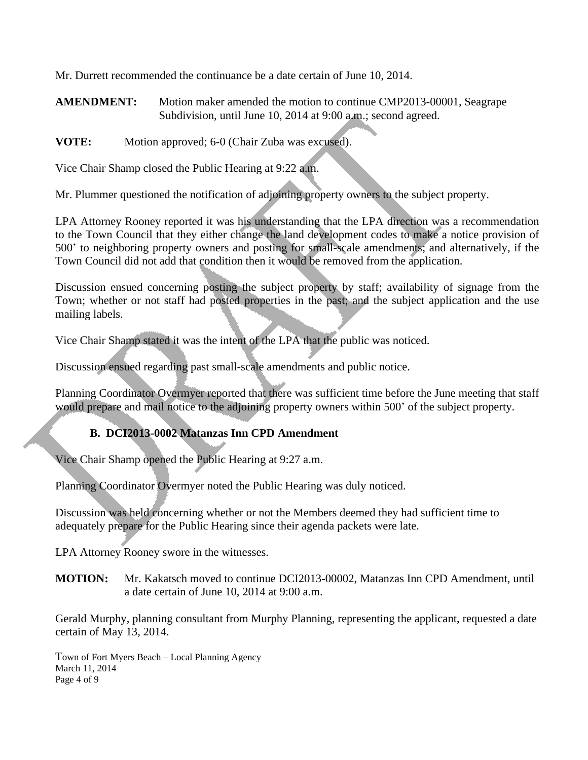Mr. Durrett recommended the continuance be a date certain of June 10, 2014.

**AMENDMENT:** Motion maker amended the motion to continue CMP2013-00001, Seagrape Subdivision, until June 10, 2014 at 9:00 a.m.; second agreed.

**VOTE:** Motion approved; 6-0 (Chair Zuba was excused).

Vice Chair Shamp closed the Public Hearing at 9:22 a.m.

Mr. Plummer questioned the notification of adjoining property owners to the subject property.

LPA Attorney Rooney reported it was his understanding that the LPA direction was a recommendation to the Town Council that they either change the land development codes to make a notice provision of 500' to neighboring property owners and posting for small-scale amendments; and alternatively, if the Town Council did not add that condition then it would be removed from the application.

Discussion ensued concerning posting the subject property by staff; availability of signage from the Town; whether or not staff had posted properties in the past; and the subject application and the use mailing labels.

Vice Chair Shamp stated it was the intent of the LPA that the public was noticed.

Discussion ensued regarding past small-scale amendments and public notice.

Planning Coordinator Overmyer reported that there was sufficient time before the June meeting that staff would prepare and mail notice to the adjoining property owners within 500' of the subject property.

### B. DCI2013-0002 Matanzas Inn CPD Amendment

Vice Chair Shamp opened the Public Hearing at 9:27 a.m.

Planning Coordinator Overmyer noted the Public Hearing was duly noticed.

Discussion was held concerning whether or not the Members deemed they had sufficient time to adequately prepare for the Public Hearing since their agenda packets were late.

LPA Attorney Rooney swore in the witnesses.

**MOTION:** Mr. Kakatsch moved to continue DCI2013-00002, Matanzas Inn CPD Amendment, until a date certain of June 10, 2014 at 9:00 a.m.

Gerald Murphy, planning consultant from Murphy Planning, representing the applicant, requested a date certain of May 13, 2014.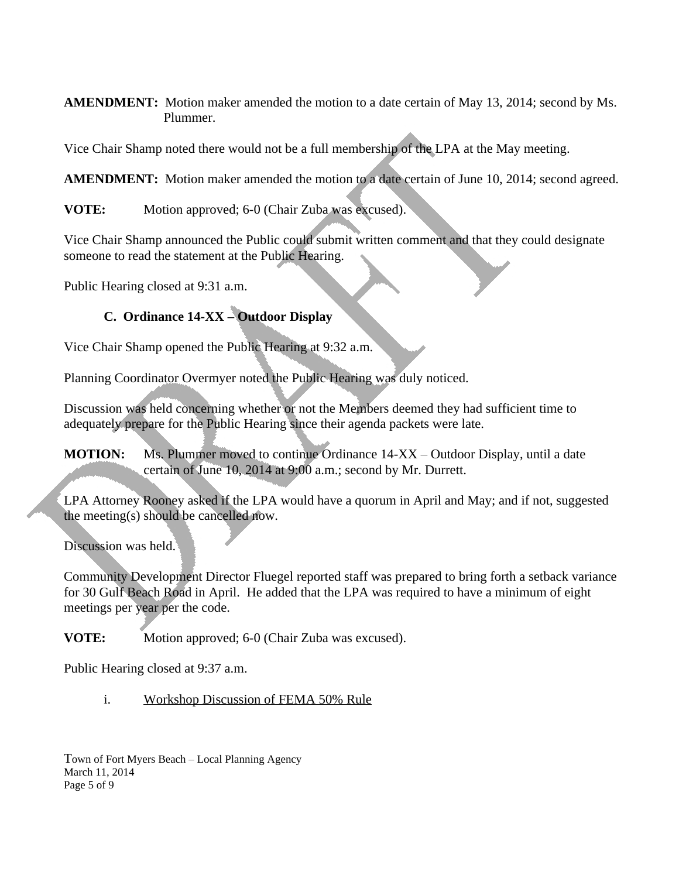**AMENDMENT:** Motion maker amended the motion to a date certain of May 13, 2014; second by Ms. Plummer.

Vice Chair Shamp noted there would not be a full membership of the LPA at the May meeting.

**AMENDMENT:** Motion maker amended the motion to a date certain of June 10, 2014; second agreed.

**VOTE:** Motion approved; 6-0 (Chair Zuba was excused).

Vice Chair Shamp announced the Public could submit written comment and that they could designate someone to read the statement at the Public Hearing.

Public Hearing closed at 9:31 a.m.

**C. Ordinance 14-XX – Outdoor Display**

Vice Chair Shamp opened the Public Hearing at 9:32 a.m.

Planning Coordinator Overmyer noted the Public Hearing was duly noticed.

Discussion was held concerning whether or not the Members deemed they had sufficient time to adequately prepare for the Public Hearing since their agenda packets were late.

**MOTION:** Ms. Plummer moved to continue Ordinance 14-XX – Outdoor Display, until a date certain of June 10, 2014 at 9:00 a.m.; second by Mr. Durrett.

LPA Attorney Rooney asked if the LPA would have a quorum in April and May; and if not, suggested the meeting(s) should be cancelled now.

Discussion was held.

Community Development Director Fluegel reported staff was prepared to bring forth a setback variance for 30 Gulf Beach Road in April. He added that the LPA was required to have a minimum of eight meetings per year per the code.

**VOTE:** Motion approved; 6-0 (Chair Zuba was excused).

Public Hearing closed at 9:37 a.m.

i. Workshop Discussion of FEMA 50% Rule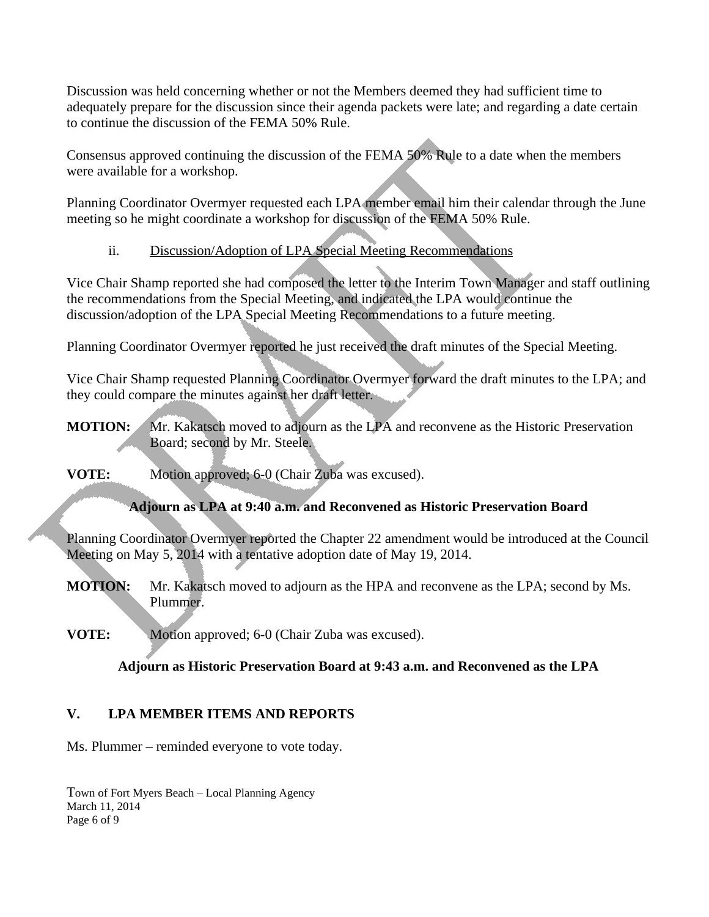Discussion was held concerning whether or not the Members deemed they had sufficient time to adequately prepare for the discussion since their agenda packets were late; and regarding a date certain to continue the discussion of the FEMA 50% Rule.

Consensus approved continuing the discussion of the FEMA 50% Rule to a date when the members were available for a workshop.

Planning Coordinator Overmyer requested each LPA member email him their calendar through the June meeting so he might coordinate a workshop for discussion of the FEMA 50% Rule.

ii. Discussion/Adoption of LPA Special Meeting Recommendations

Vice Chair Shamp reported she had composed the letter to the Interim Town Manager and staff outlining the recommendations from the Special Meeting, and indicated the LPA would continue the discussion/adoption of the LPA Special Meeting Recommendations to a future meeting.

Planning Coordinator Overmyer reported he just received the draft minutes of the Special Meeting.

Vice Chair Shamp requested Planning Coordinator Overmyer forward the draft minutes to the LPA; and they could compare the minutes against her draft letter.

**MOTION:** Mr. Kakatsch moved to adjourn as the LPA and reconvene as the Historic Preservation Board; second by Mr. Steele.

**VOTE:** Motion approved; 6-0 (Chair Zuba was excused).

**Adjourn as LPA at 9:40 a.m. and Reconvened as Historic Preservation Board**

Planning Coordinator Overmyer reported the Chapter 22 amendment would be introduced at the Council Meeting on May 5, 2014 with a tentative adoption date of May 19, 2014.

**MOTION:** Mr. Kakatsch moved to adjourn as the HPA and reconvene as the LPA; second by Ms. Plummer.

**VOTE:** Motion approved; 6-0 (Chair Zuba was excused).

**Adjourn as Historic Preservation Board at 9:43 a.m. and Reconvened as the LPA**

## V. LPA MEMBER ITEMS AND REPORTS

Ms. Plummer – reminded everyone to vote today.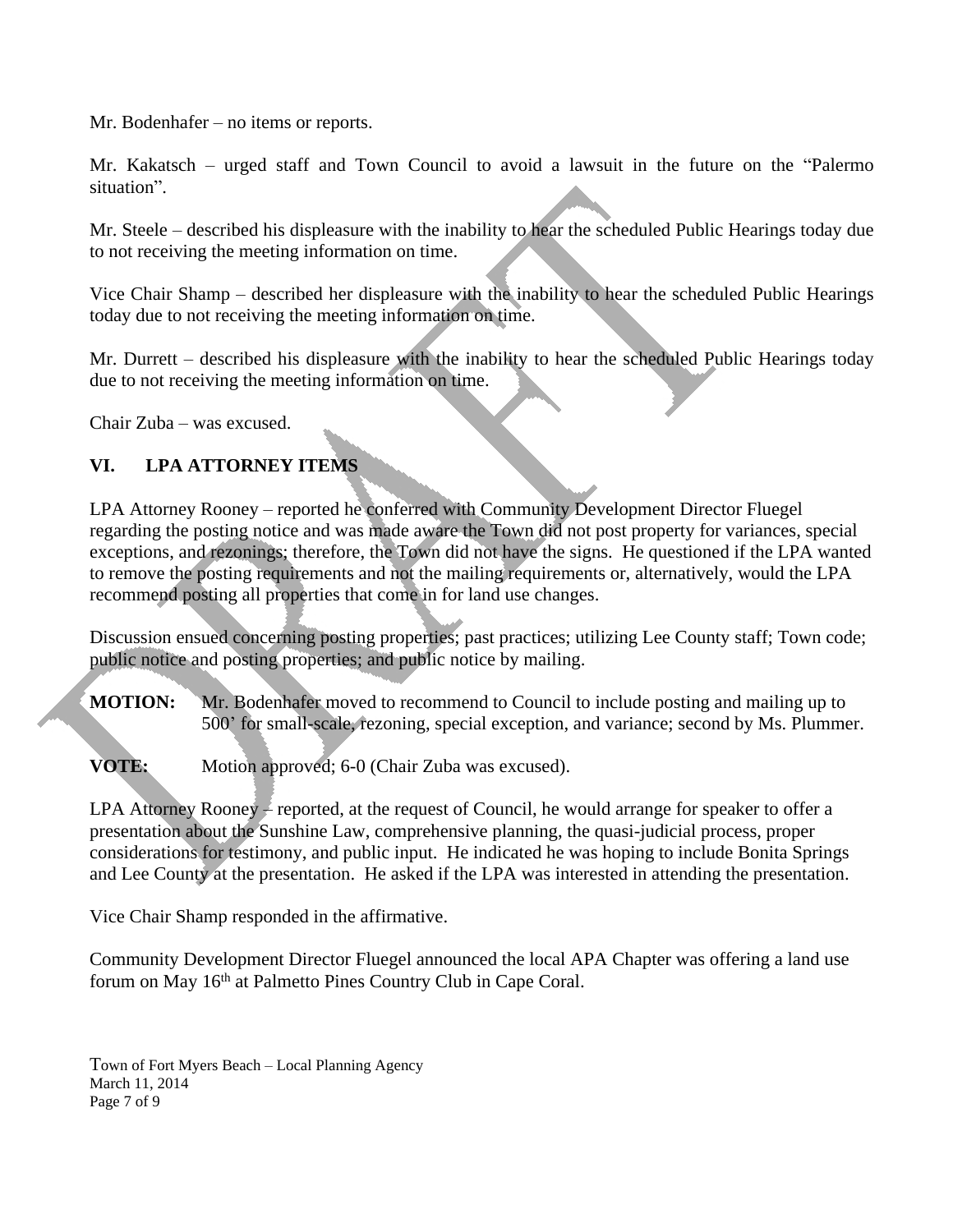Mr. Bodenhafer – no items or reports.

Mr. Kakatsch – urged staff and Town Council to avoid a lawsuit in the future on the "Palermo situation".

Mr. Steele – described his displeasure with the inability to hear the scheduled Public Hearings today due to not receiving the meeting information on time.

Vice Chair Shamp – described her displeasure with the inability to hear the scheduled Public Hearings today due to not receiving the meeting information on time.

Mr. Durrett – described his displeasure with the inability to hear the scheduled Public Hearings today due to not receiving the meeting information on time.

Chair Zuba – was excused.

## VI. LPA ATTORNEY ITEMS

LPA Attorney Rooney – reported he conferred with Community Development Director Fluegel regarding the posting notice and was made aware the Town did not post property for variances, special exceptions, and rezonings; therefore, the Town did not have the signs. He questioned if the LPA wanted to remove the posting requirements and not the mailing requirements or, alternatively, would the LPA recommend posting all properties that come in for land use changes.

Discussion ensued concerning posting properties; past practices; utilizing Lee County staff; Town code; public notice and posting properties; and public notice by mailing.

**MOTION:** Mr. Bodenhafer moved to recommend to Council to include posting and mailing up to 500' for small-scale, rezoning, special exception, and variance; second by Ms. Plummer.

**VOTE:** Motion approved; 6-0 (Chair Zuba was excused).

LPA Attorney Rooney – reported, at the request of Council, he would arrange for speaker to offer a presentation about the Sunshine Law, comprehensive planning, the quasi-judicial process, proper considerations for testimony, and public input. He indicated he was hoping to include Bonita Springs and Lee County at the presentation. He asked if the LPA was interested in attending the presentation.

Vice Chair Shamp responded in the affirmative.

Community Development Director Fluegel announced the local APA Chapter was offering a land use forum on May 16th at Palmetto Pines Country Club in Cape Coral.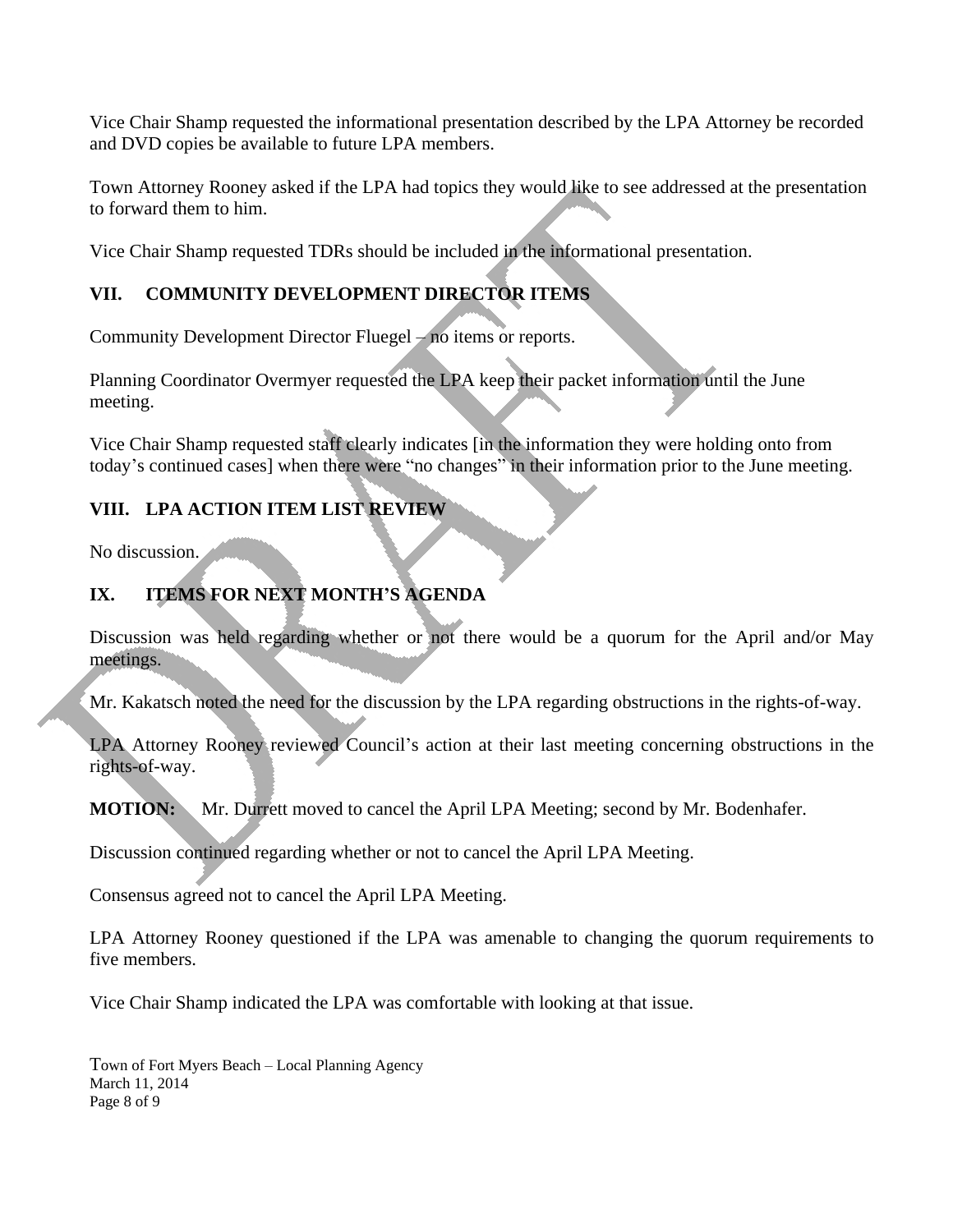Vice Chair Shamp requested the informational presentation described by the LPA Attorney be recorded and DVD copies be available to future LPA members.

Town Attorney Rooney asked if the LPA had topics they would like to see addressed at the presentation to forward them to him.

Vice Chair Shamp requested TDRs should be included in the informational presentation.

## VII. COMMUNITY DEVELOPMENT DIRECTOR ITEMS

Community Development Director Fluegel – no items or reports.

Planning Coordinator Overmyer requested the LPA keep their packet information until the June meeting.

Vice Chair Shamp requested staff clearly indicates [in the information they were holding onto from today's continued cases] when there were "no changes" in their information prior to the June meeting.

## VIII. LPA ACTION ITEM LIST REVIEW

No discussion.

## IX. ITEMS FOR NEXT MONTH'S AGENDA

Discussion was held regarding whether or not there would be a quorum for the April and/or May meetings.

Mr. Kakatsch noted the need for the discussion by the LPA regarding obstructions in the rights-of-way.

LPA Attorney Rooney reviewed Council's action at their last meeting concerning obstructions in the rights-of-way.

**MOTION:** Mr. Durrett moved to cancel the April LPA Meeting; second by Mr. Bodenhafer.

Discussion continued regarding whether or not to cancel the April LPA Meeting.

Consensus agreed not to cancel the April LPA Meeting.

LPA Attorney Rooney questioned if the LPA was amenable to changing the quorum requirements to five members.

Vice Chair Shamp indicated the LPA was comfortable with looking at that issue.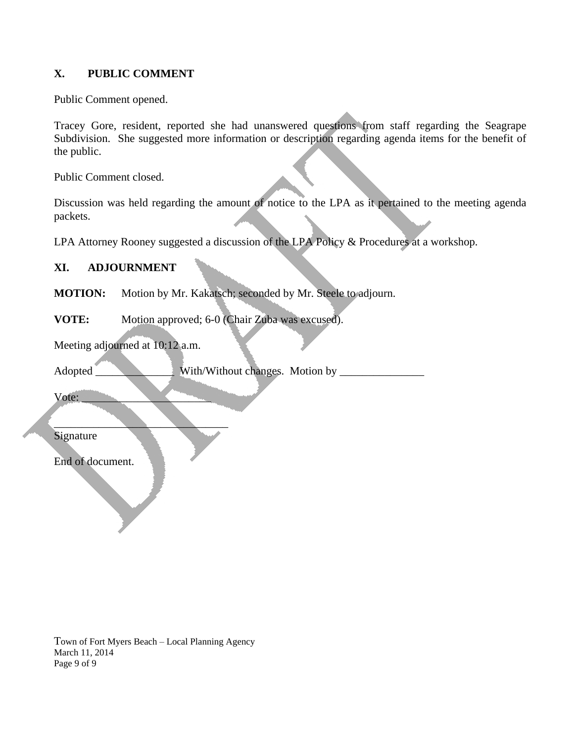## X. PUBLIC COMMENT

Public Comment opened.

Tracey Gore, resident, reported she had unanswered questions from staff regarding the Seagrape Subdivision. She suggested more information or description regarding agenda items for the benefit of the public.

Public Comment closed.

Discussion was held regarding the amount of notice to the LPA as it pertained to the meeting agenda packets.

LPA Attorney Rooney suggested a discussion of the LPA Policy & Procedures at a workshop.

## XI. ADJOURNMENT

**MOTION:** Motion by Mr. Kakatsch; seconded by Mr. Steele to adjourn.

**VOTE:** Motion approved; 6-0 (Chair Zuba was excused).

Meeting adjourned at 10:12 a.m.

Adopted _______________ With/Without changes. Motion by _______________

Vote: _________________________

_________________________________
Signature

End of document.